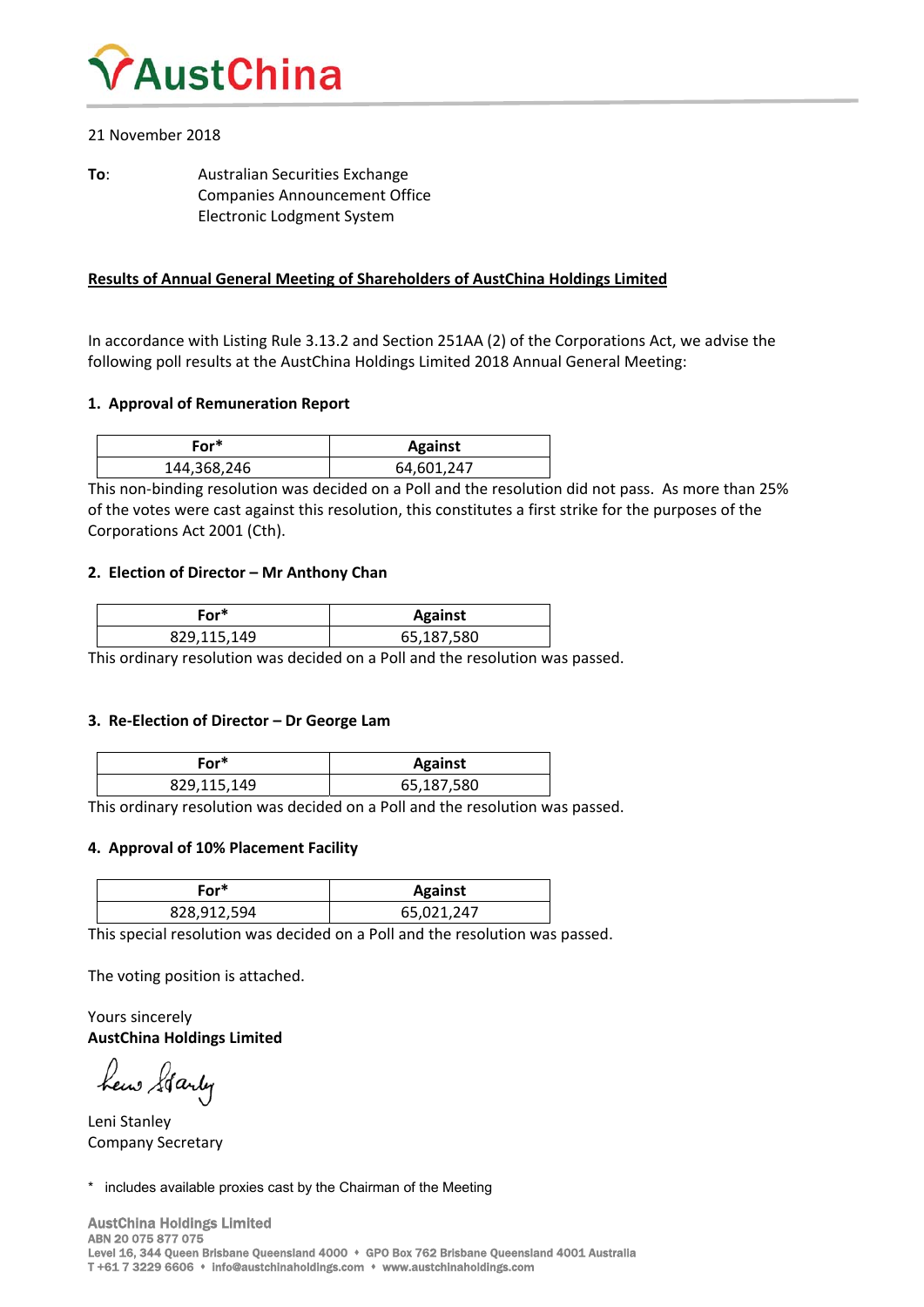# AustChina

21 November 2018

**To**: Australian Securities Exchange
Companies Announcement Office
Electronic Lodgment System

**Results of Annual General Meeting of Shareholders of AustChina Holdings Limited**

In accordance with Listing Rule 3.13.2 and Section 251AA (2) of the Corporations Act, we advise the following poll results at the AustChina Holdings Limited 2018 Annual General Meeting:

### 1. Approval of Remuneration Report

| For* | Against |
| --- | --- |
| 144,368,246 | 64,601,247 |

This non-binding resolution was decided on a Poll and the resolution did not pass. As more than 25% of the votes were cast against this resolution, this constitutes a first strike for the purposes of the Corporations Act 2001 (Cth).

### 2. Election of Director – Mr Anthony Chan

| For* | Against |
| --- | --- |
| 829,115,149 | 65,187,580 |

This ordinary resolution was decided on a Poll and the resolution was passed.

### 3. Re-Election of Director – Dr George Lam

| For* | Against |
| --- | --- |
| 829,115,149 | 65,187,580 |

This ordinary resolution was decided on a Poll and the resolution was passed.

### 4. Approval of 10% Placement Facility

| For* | Against |
| --- | --- |
| 828,912,594 | 65,021,247 |

This special resolution was decided on a Poll and the resolution was passed.

The voting position is attached.

Yours sincerely
**AustChina Holdings Limited**

Leni Stanley
Company Secretary

\* includes available proxies cast by the Chairman of the Meeting

**AustChina Holdings Limited**
ABN 20 075 877 075
Level 16, 344 Queen Street Brisbane Queensland 4000 • GPO Box 762 Brisbane Queensland 4001 Australia
T +61 7 3229 6606 • info@austchinaholdings.com • www.austchinaholdings.com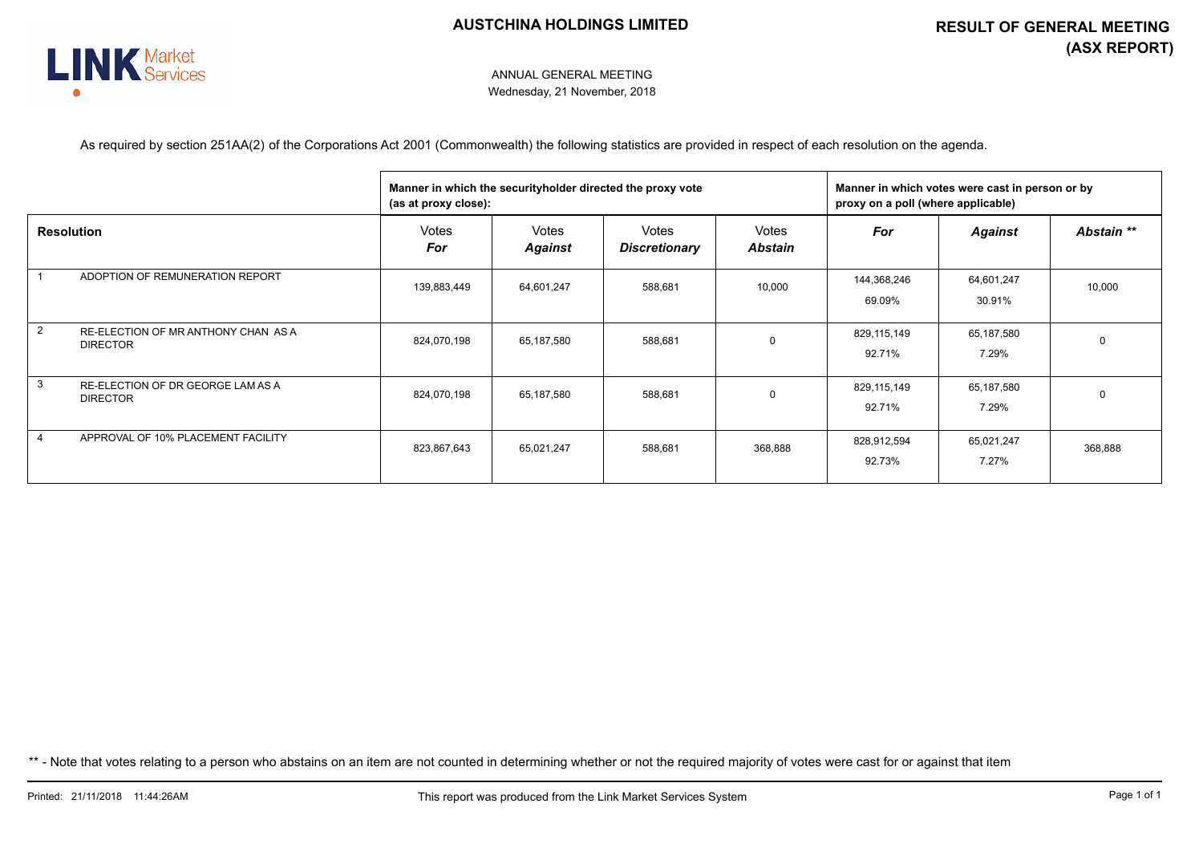# AUSTCHINA HOLDINGS LIMITED

## RESULT OF GENERAL MEETING (ASX REPORT)

ANNUAL GENERAL MEETING
Wednesday, 21 November, 2018

As required by section 251AA(2) of the Corporations Act 2001 (Commonwealth) the following statistics are provided in respect of each resolution on the agenda.

| | Manner in which the securityholder directed the proxy vote (as at proxy close): | | | | Manner in which votes were cast in person or by proxy on a poll (where applicable) | | |
|---|---|---|---|---|---|---|---|
| **Resolution** | Votes ***For*** | Votes ***Against*** | Votes ***Discretionary*** | Votes ***Abstain*** | ***For*** | ***Against*** | ***Abstain \*\**** |
| 1 ADOPTION OF REMUNERATION REPORT | 139,883,449 | 64,601,247 | 588,681 | 10,000 | 144,368,246 69.09% | 64,601,247 30.91% | 10,000 |
| 2 RE-ELECTION OF MR ANTHONY CHAN AS A DIRECTOR | 824,070,198 | 65,187,580 | 588,681 | 0 | 829,115,149 92.71% | 65,187,580 7.29% | 0 |
| 3 RE-ELECTION OF DR GEORGE LAM AS A DIRECTOR | 824,070,198 | 65,187,580 | 588,681 | 0 | 829,115,149 92.71% | 65,187,580 7.29% | 0 |
| 4 APPROVAL OF 10% PLACEMENT FACILITY | 823,867,643 | 65,021,247 | 588,681 | 368,888 | 828,912,594 92.73% | 65,021,247 7.27% | 368,888 |

** - Note that votes relating to a person who abstains on an item are not counted in determining whether or not the required majority of votes were cast for or against that item

Printed: 21/11/2018 11:44:26AM

This report was produced from the Link Market Services System